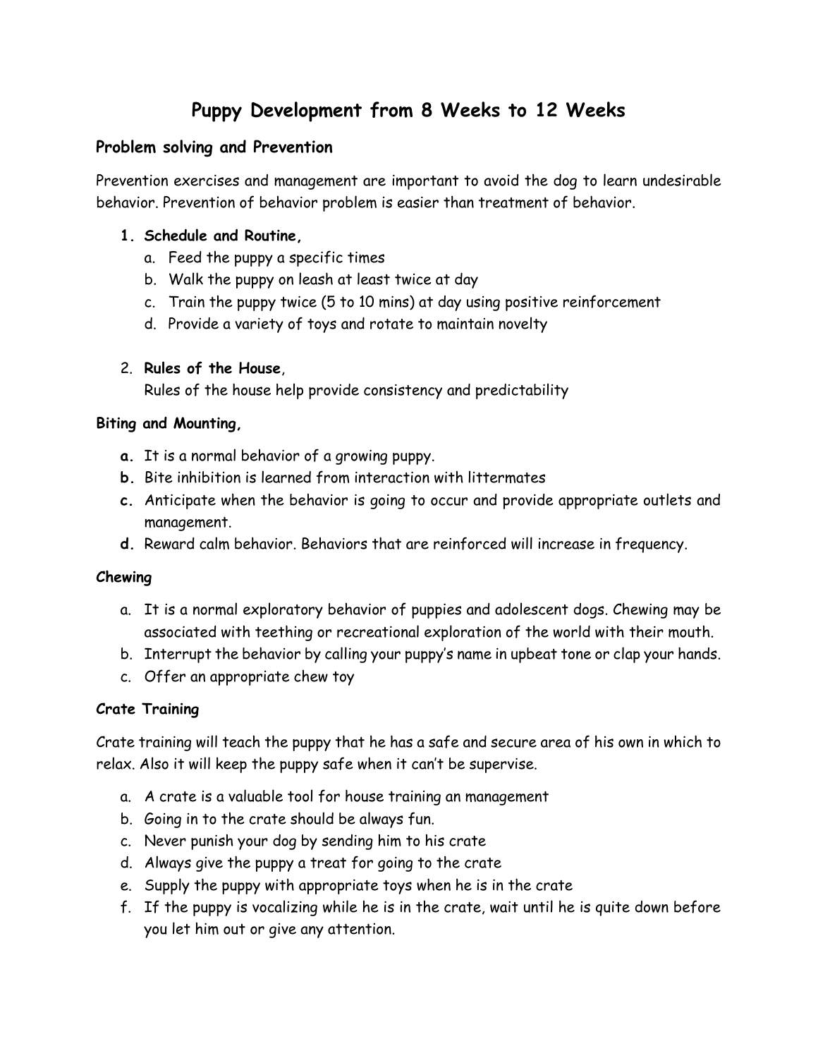# Puppy Development from 8 Weeks to 12 Weeks

## Problem solving and Prevention

Prevention exercises and management are important to avoid the dog to learn undesirable behavior. Prevention of behavior problem is easier than treatment of behavior.

1. **Schedule and Routine,**
   a. Feed the puppy a specific times
   b. Walk the puppy on leash at least twice at day
   c. Train the puppy twice (5 to 10 mins) at day using positive reinforcement
   d. Provide a variety of toys and rotate to maintain novelty

2. **Rules of the House**,
   Rules of the house help provide consistency and predictability

### Biting and Mounting,

**a.** It is a normal behavior of a growing puppy.
**b.** Bite inhibition is learned from interaction with littermates
**c.** Anticipate when the behavior is going to occur and provide appropriate outlets and management.
**d.** Reward calm behavior. Behaviors that are reinforced will increase in frequency.

### Chewing

a. It is a normal exploratory behavior of puppies and adolescent dogs. Chewing may be associated with teething or recreational exploration of the world with their mouth.
b. Interrupt the behavior by calling your puppy's name in upbeat tone or clap your hands.
c. Offer an appropriate chew toy

### Crate Training

Crate training will teach the puppy that he has a safe and secure area of his own in which to relax. Also it will keep the puppy safe when it can't be supervise.

a. A crate is a valuable tool for house training an management
b. Going in to the crate should be always fun.
c. Never punish your dog by sending him to his crate
d. Always give the puppy a treat for going to the crate
e. Supply the puppy with appropriate toys when he is in the crate
f. If the puppy is vocalizing while he is in the crate, wait until he is quite down before you let him out or give any attention.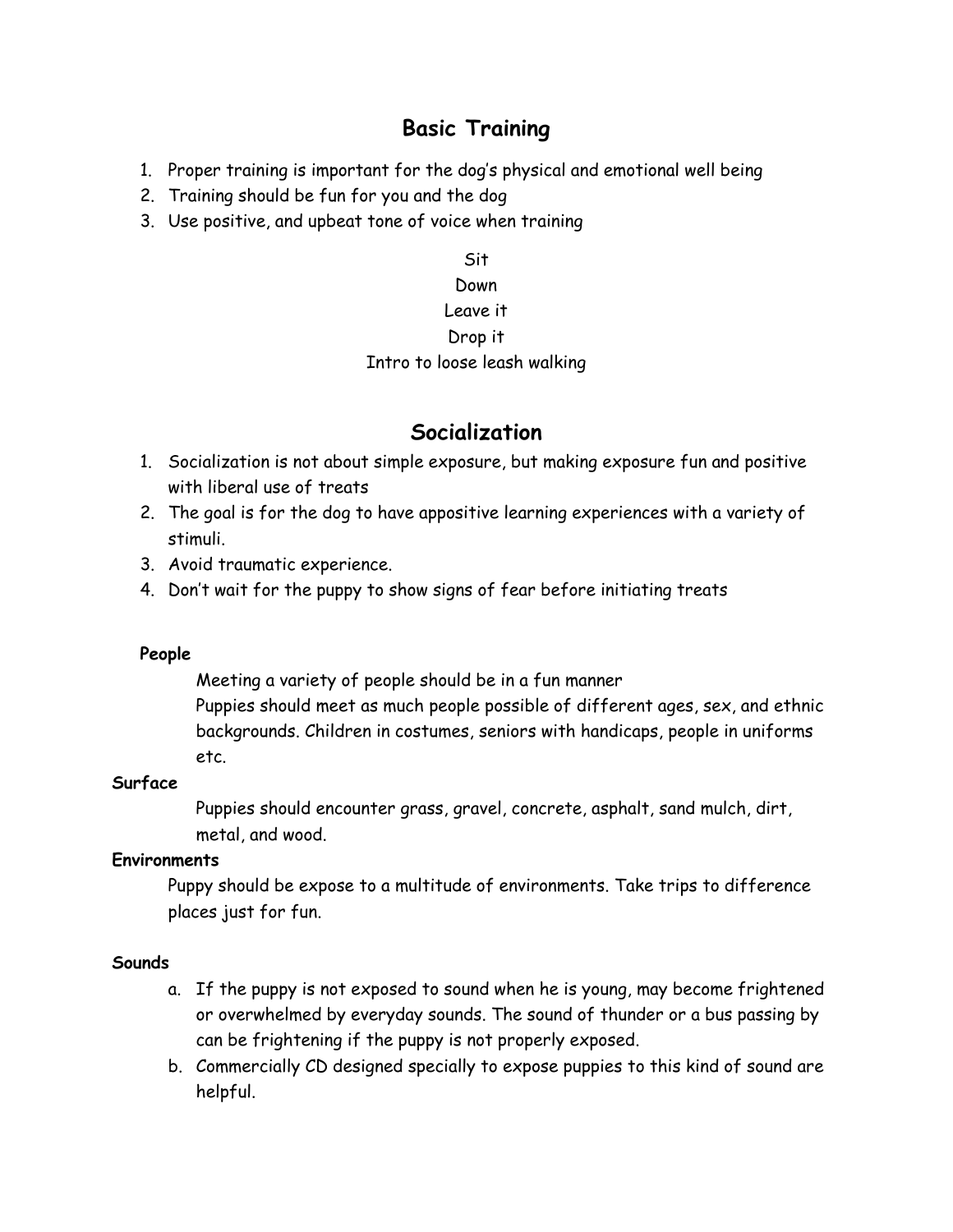## Basic Training

1. Proper training is important for the dog's physical and emotional well being
2. Training should be fun for you and the dog
3. Use positive, and upbeat tone of voice when training

Sit
Down
Leave it
Drop it
Intro to loose leash walking

## Socialization

1. Socialization is not about simple exposure, but making exposure fun and positive with liberal use of treats
2. The goal is for the dog to have appositive learning experiences with a variety of stimuli.
3. Avoid traumatic experience.
4. Don't wait for the puppy to show signs of fear before initiating treats

**People**

Meeting a variety of people should be in a fun manner
Puppies should meet as much people possible of different ages, sex, and ethnic backgrounds. Children in costumes, seniors with handicaps, people in uniforms etc.

**Surface**

Puppies should encounter grass, gravel, concrete, asphalt, sand mulch, dirt, metal, and wood.

**Environments**

Puppy should be expose to a multitude of environments. Take trips to difference places just for fun.

**Sounds**

a. If the puppy is not exposed to sound when he is young, may become frightened or overwhelmed by everyday sounds. The sound of thunder or a bus passing by can be frightening if the puppy is not properly exposed.
b. Commercially CD designed specially to expose puppies to this kind of sound are helpful.